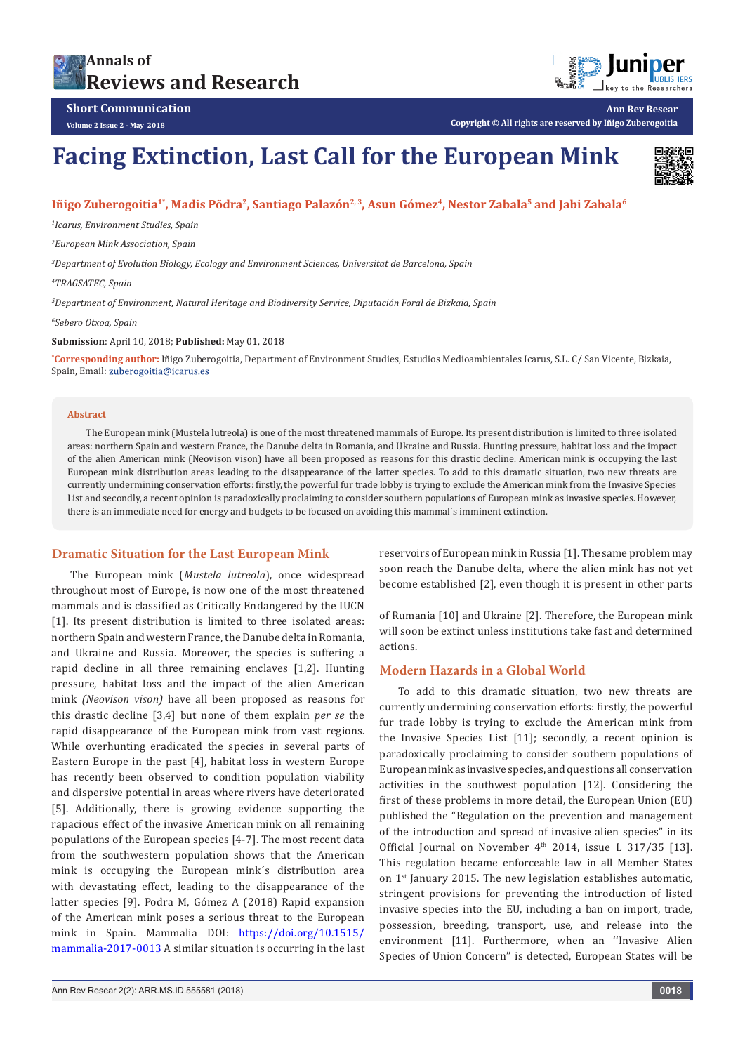Short Communication

# Facing Extinction, Last Call for the European Mink

**Iñigo Zuberogoitia[1*], Madis Põdra[2], Santiago Palazón[2, 3], Asun Gómez[4], Nestor Zabala[5] and Jabi Zabala[6]**

[1] *Icarus, Environment Studies, Spain*

[2] *European Mink Association, Spain*

[3] *Department of Evolution Biology, Ecology and Environment Sciences, Universitat de Barcelona, Spain*

[4] *TRAGSATEC, Spain*

[5] *Department of Environment, Natural Heritage and Biodiversity Service, Diputación Foral de Bizkaia, Spain*

[6] *Sebero Otxoa, Spain*

**Submission**: April 10, 2018; **Published:** May 01, 2018

**\*Corresponding author:** Iñigo Zuberogoitia, Department of Environment Studies, Estudios Medioambientales Icarus, S.L. C/ San Vicente, Bizkaia, Spain, Email: zuberogoitia@icarus.es

## Abstract

The European mink (Mustela lutreola) is one of the most threatened mammals of Europe. Its present distribution is limited to three isolated areas: northern Spain and western France, the Danube delta in Romania, and Ukraine and Russia. Hunting pressure, habitat loss and the impact of the alien American mink (Neovison vison) have all been proposed as reasons for this drastic decline. American mink is occupying the last European mink distribution areas leading to the disappearance of the latter species. To add to this dramatic situation, two new threats are currently undermining conservation efforts: firstly, the powerful fur trade lobby is trying to exclude the American mink from the Invasive Species List and secondly, a recent opinion is paradoxically proclaiming to consider southern populations of European mink as invasive species. However, there is an immediate need for energy and budgets to be focused on avoiding this mammal´s imminent extinction.

## Dramatic Situation for the Last European Mink

The European mink (*Mustela lutreola*), once widespread throughout most of Europe, is now one of the most threatened mammals and is classified as Critically Endangered by the IUCN [1]. Its present distribution is limited to three isolated areas: northern Spain and western France, the Danube delta in Romania, and Ukraine and Russia. Moreover, the species is suffering a rapid decline in all three remaining enclaves [1,2]. Hunting pressure, habitat loss and the impact of the alien American mink *(Neovison vison)* have all been proposed as reasons for this drastic decline [3,4] but none of them explain *per se* the rapid disappearance of the European mink from vast regions. While overhunting eradicated the species in several parts of Eastern Europe in the past [4], habitat loss in western Europe has recently been observed to condition population viability and dispersive potential in areas where rivers have deteriorated [5]. Additionally, there is growing evidence supporting the rapacious effect of the invasive American mink on all remaining populations of the European species [4-7]. The most recent data from the southwestern population shows that the American mink is occupying the European mink´s distribution area with devastating effect, leading to the disappearance of the latter species [9]. Podra M, Gómez A (2018) Rapid expansion of the American mink poses a serious threat to the European mink in Spain. Mammalia DOI: https://doi.org/10.1515/mammalia-2017-0013 A similar situation is occurring in the last reservoirs of European mink in Russia [1]. The same problem may soon reach the Danube delta, where the alien mink has not yet become established [2], even though it is present in other parts of Rumania [10] and Ukraine [2]. Therefore, the European mink will soon be extinct unless institutions take fast and determined actions.

## Modern Hazards in a Global World

To add to this dramatic situation, two new threats are currently undermining conservation efforts: firstly, the powerful fur trade lobby is trying to exclude the American mink from the Invasive Species List [11]; secondly, a recent opinion is paradoxically proclaiming to consider southern populations of European mink as invasive species, and questions all conservation activities in the southwest population [12]. Considering the first of these problems in more detail, the European Union (EU) published the "Regulation on the prevention and management of the introduction and spread of invasive alien species" in its Official Journal on November 4th 2014, issue L 317/35 [13]. This regulation became enforceable law in all Member States on 1st January 2015. The new legislation establishes automatic, stringent provisions for preventing the introduction of listed invasive species into the EU, including a ban on import, trade, possession, breeding, transport, use, and release into the environment [11]. Furthermore, when an ''Invasive Alien Species of Union Concern" is detected, European States will be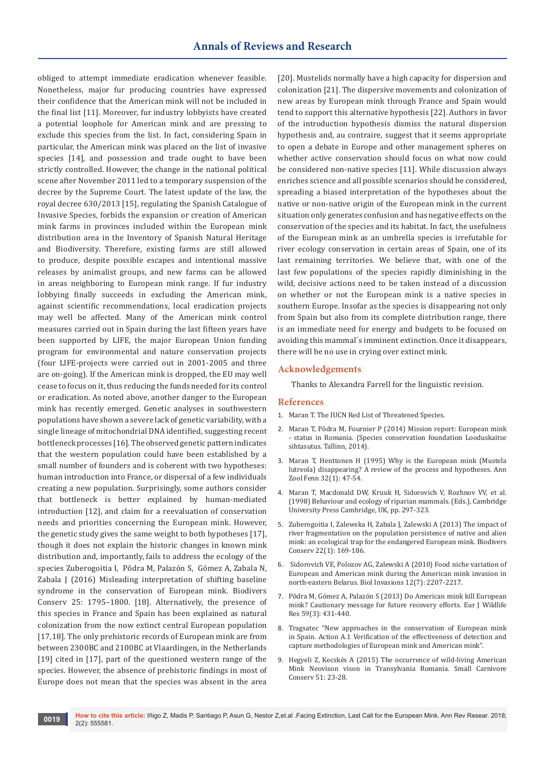obliged to attempt immediate eradication whenever feasible. Nonetheless, major fur producing countries have expressed their confidence that the American mink will not be included in the final list [11]. Moreover, fur industry lobbyists have created a potential loophole for American mink and are pressing to exclude this species from the list. In fact, considering Spain in particular, the American mink was placed on the list of invasive species [14], and possession and trade ought to have been strictly controlled. However, the change in the national political scene after November 2011 led to a temporary suspension of the decree by the Supreme Court. The latest update of the law, the royal decree 630/2013 [15], regulating the Spanish Catalogue of Invasive Species, forbids the expansion or creation of American mink farms in provinces included within the European mink distribution area in the Inventory of Spanish Natural Heritage and Biodiversity. Therefore, existing farms are still allowed to produce, despite possible escapes and intentional massive releases by animalist groups, and new farms can be allowed in areas neighboring to European mink range. If fur industry lobbying finally succeeds in excluding the American mink, against scientific recommendations, local eradication projects may well be affected. Many of the American mink control measures carried out in Spain during the last fifteen years have been supported by LIFE, the major European Union funding program for environmental and nature conservation projects (four LIFE-projects were carried out in 2001-2005 and three are on-going). If the American mink is dropped, the EU may well cease to focus on it, thus reducing the funds needed for its control or eradication. As noted above, another danger to the European mink has recently emerged. Genetic analyses in southwestern populations have shown a severe lack of genetic variability, with a single lineage of mitochondrial DNA identified, suggesting recent bottleneck processes [16]. The observed genetic pattern indicates that the western population could have been established by a small number of founders and is coherent with two hypotheses: human introduction into France, or dispersal of a few individuals creating a new population. Surprisingly, some authors consider that bottleneck is better explained by human-mediated introduction [12], and claim for a reevaluation of conservation needs and priorities concerning the European mink. However, the genetic study gives the same weight to both hypotheses [17], though it does not explain the historic changes in known mink distribution and, importantly, fails to address the ecology of the species Zuberogoitia I, Põdra M, Palazón S, Gómez A, Zabala N, Zabala J (2016) Misleading interpretation of shifting baseline syndrome in the conservation of European mink. Biodivers Conserv 25: 1795–1800. [18]. Alternatively, the presence of this species in France and Spain has been explained as natural colonization from the now extinct central European population [17,18]. The only prehistoric records of European mink are from between 2300BC and 2100BC at Vlaardingen, in the Netherlands [19] cited in [17], part of the questioned western range of the species. However, the absence of prehistoric findings in most of Europe does not mean that the species was absent in the area [20]. Mustelids normally have a high capacity for dispersion and colonization [21]. The dispersive movements and colonization of new areas by European mink through France and Spain would tend to support this alternative hypothesis [22]. Authors in favor of the introduction hypothesis dismiss the natural dispersion hypothesis and, au contraire, suggest that it seems appropriate to open a debate in Europe and other management spheres on whether active conservation should focus on what now could be considered non-native species [11]. While discussion always enriches science and all possible scenarios should be considered, spreading a biased interpretation of the hypotheses about the native or non-native origin of the European mink in the current situation only generates confusion and has negative effects on the conservation of the species and its habitat. In fact, the usefulness of the European mink as an umbrella species is irrefutable for river ecology conservation in certain areas of Spain, one of its last remaining territories. We believe that, with one of the last few populations of the species rapidly diminishing in the wild, decisive actions need to be taken instead of a discussion on whether or not the European mink is a native species in southern Europe. Insofar as the species is disappearing not only from Spain but also from its complete distribution range, there is an immediate need for energy and budgets to be focused on avoiding this mammal´s imminent extinction. Once it disappears, there will be no use in crying over extinct mink.

## Acknowledgements

Thanks to Alexandra Farrell for the linguistic revision.

## References

1. Maran T. The IUCN Red List of Threatened Species.
2. Maran T, Põdra M, Fournier P (2014) Mission report: European mink - status in Romania. (Species conservation foundation Looduskaitse sihtasutus. Tallinn, 2014).
3. Maran T, Henttonen H (1995) Why is the European mink (Mustela lutreola) disappearing? A review of the process and hypotheses. Ann Zool Fenn 32(1): 47-54.
4. Maran T, Macdonald DW, Kruuk H, Sidorovich V, Rozhnov VV, et al. (1998) Behaviour and ecology of riparian mammals. (Eds.), Cambridge University Press Cambridge, UK, pp. 297-323.
5. Zuberogoitia I, Zalewska H, Zabala J, Zalewski A (2013) The impact of river fragmentation on the population persistence of native and alien mink: an ecological trap for the endangered European mink. Biodivers Conserv 22(1): 169-186.
6. Sidorovich VE, Polozov AG, Zalewski A (2010) Food niche variation of European and American mink during the American mink invasion in north-eastern Belarus. Biol Invasions 12(7): 2207-2217.
7. Põdra M, Gómez A, Palazón S (2013) Do American mink kill European mink? Cautionary message for future recovery efforts. Eur J Wildlife Res 59(3): 431-440.
8. Tragsatec "New approaches in the conservation of European mink in Spain. Action A.1 Verification of the effectiveness of detection and capture methodologies of European mink and American mink".
9. Hegyeli Z, Kecskés A (2015) The occurrence of wild-living American Mink Neovison vison in Transylvania Romania. Small Carnivore Conserv 51: 23-28.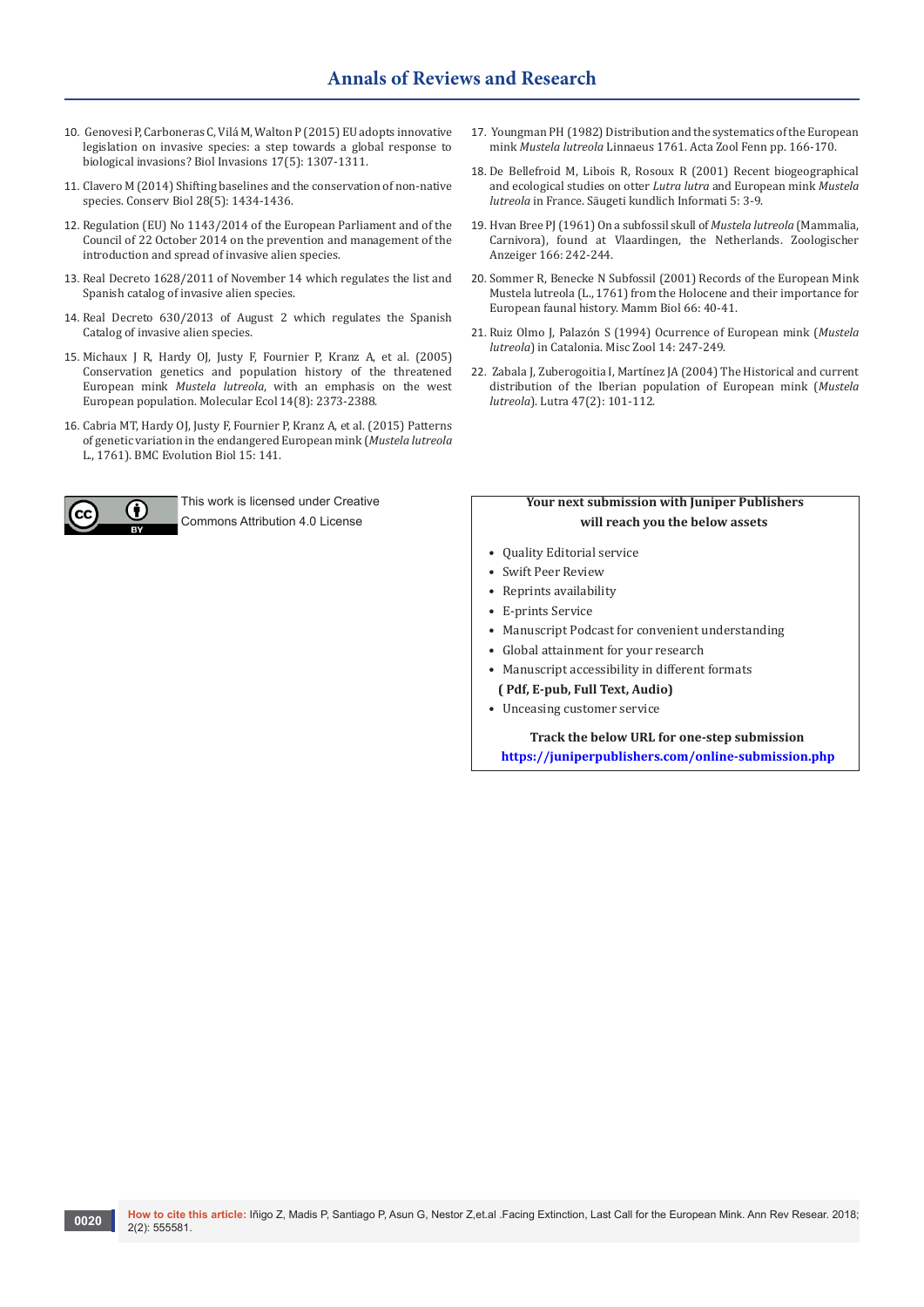10. Genovesi P, Carboneras C, Vilá M, Walton P (2015) EU adopts innovative legislation on invasive species: a step towards a global response to biological invasions? Biol Invasions 17(5): 1307-1311.

11. Clavero M (2014) Shifting baselines and the conservation of non-native species. Conserv Biol 28(5): 1434-1436.

12. Regulation (EU) No 1143/2014 of the European Parliament and of the Council of 22 October 2014 on the prevention and management of the introduction and spread of invasive alien species.

13. Real Decreto 1628/2011 of November 14 which regulates the list and Spanish catalog of invasive alien species.

14. Real Decreto 630/2013 of August 2 which regulates the Spanish Catalog of invasive alien species.

15. Michaux J R, Hardy OJ, Justy F, Fournier P, Kranz A, et al. (2005) Conservation genetics and population history of the threatened European mink *Mustela lutreola*, with an emphasis on the west European population. Molecular Ecol 14(8): 2373-2388.

16. Cabria MT, Hardy OJ, Justy F, Fournier P, Kranz A, et al. (2015) Patterns of genetic variation in the endangered European mink (*Mustela lutreola* L., 1761). BMC Evolution Biol 15: 141.

17. Youngman PH (1982) Distribution and the systematics of the European mink *Mustela lutreola* Linnaeus 1761. Acta Zool Fenn pp. 166-170.

18. De Bellefroid M, Libois R, Rosoux R (2001) Recent biogeographical and ecological studies on otter *Lutra lutra* and European mink *Mustela lutreola* in France. Säugeti kundlich Informati 5: 3-9.

19. Hvan Bree PJ (1961) On a subfossil skull of *Mustela lutreola* (Mammalia, Carnivora), found at Vlaardingen, the Netherlands. Zoologischer Anzeiger 166: 242-244.

20. Sommer R, Benecke N Subfossil (2001) Records of the European Mink Mustela lutreola (L., 1761) from the Holocene and their importance for European faunal history. Mamm Biol 66: 40-41.

21. Ruiz Olmo J, Palazón S (1994) Ocurrence of European mink (*Mustela lutreola*) in Catalonia. Misc Zool 14: 247-249.

22. Zabala J, Zuberogoitia I, Martínez JA (2004) The Historical and current distribution of the Iberian population of European mink (*Mustela lutreola*). Lutra 47(2): 101-112.

This work is licensed under Creative Commons Attribution 4.0 License

**Your next submission with Juniper Publishers will reach you the below assets**

- Quality Editorial service
- Swift Peer Review
- Reprints availability
- E-prints Service
- Manuscript Podcast for convenient understanding
- Global attainment for your research
- Manuscript accessibility in different formats **( Pdf, E-pub, Full Text, Audio)**
- Unceasing customer service

**Track the below URL for one-step submission**
**https://juniperpublishers.com/online-submission.php**

**How to cite this article:** Iñigo Z, Madis P, Santiago P, Asun G, Nestor Z,et.al .Facing Extinction, Last Call for the European Mink. Ann Rev Resear. 2018; 2(2): 555581.